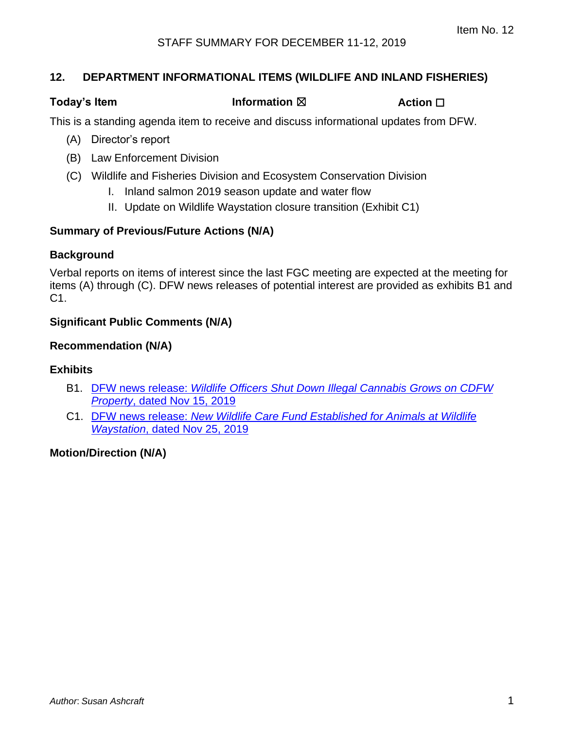Item No. 12

STAFF SUMMARY FOR DECEMBER 11-12, 2019

## 12. DEPARTMENT INFORMATIONAL ITEMS (WILDLIFE AND INLAND FISHERIES)

**Today's Item** **Information ☒** **Action ☐**

This is a standing agenda item to receive and discuss informational updates from DFW.

(A) Director's report

(B) Law Enforcement Division

(C) Wildlife and Fisheries Division and Ecosystem Conservation Division

   I. Inland salmon 2019 season update and water flow

   II. Update on Wildlife Waystation closure transition (Exhibit C1)

### Summary of Previous/Future Actions (N/A)

### Background

Verbal reports on items of interest since the last FGC meeting are expected at the meeting for items (A) through (C). DFW news releases of potential interest are provided as exhibits B1 and C1.

### Significant Public Comments (N/A)

### Recommendation (N/A)

### Exhibits

B1. DFW news release: *Wildlife Officers Shut Down Illegal Cannabis Grows on CDFW Property*, dated Nov 15, 2019

C1. DFW news release: *New Wildlife Care Fund Established for Animals at Wildlife Waystation*, dated Nov 25, 2019

### Motion/Direction (N/A)

*Author: Susan Ashcraft*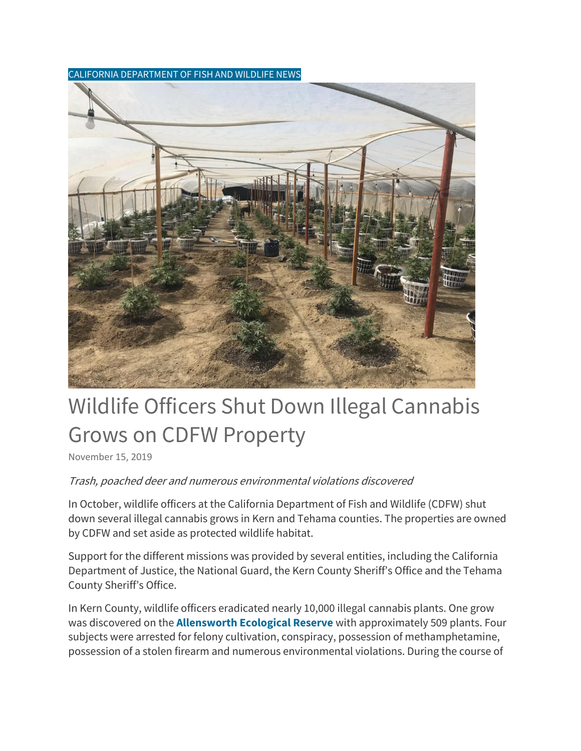CALIFORNIA DEPARTMENT OF FISH AND WILDLIFE NEWS

# Wildlife Officers Shut Down Illegal Cannabis Grows on CDFW Property

November 15, 2019

*Trash, poached deer and numerous environmental violations discovered*

In October, wildlife officers at the California Department of Fish and Wildlife (CDFW) shut down several illegal cannabis grows in Kern and Tehama counties. The properties are owned by CDFW and set aside as protected wildlife habitat.

Support for the different missions was provided by several entities, including the California Department of Justice, the National Guard, the Kern County Sheriff's Office and the Tehama County Sheriff's Office.

In Kern County, wildlife officers eradicated nearly 10,000 illegal cannabis plants. One grow was discovered on the **Allensworth Ecological Reserve** with approximately 509 plants. Four subjects were arrested for felony cultivation, conspiracy, possession of methamphetamine, possession of a stolen firearm and numerous environmental violations. During the course of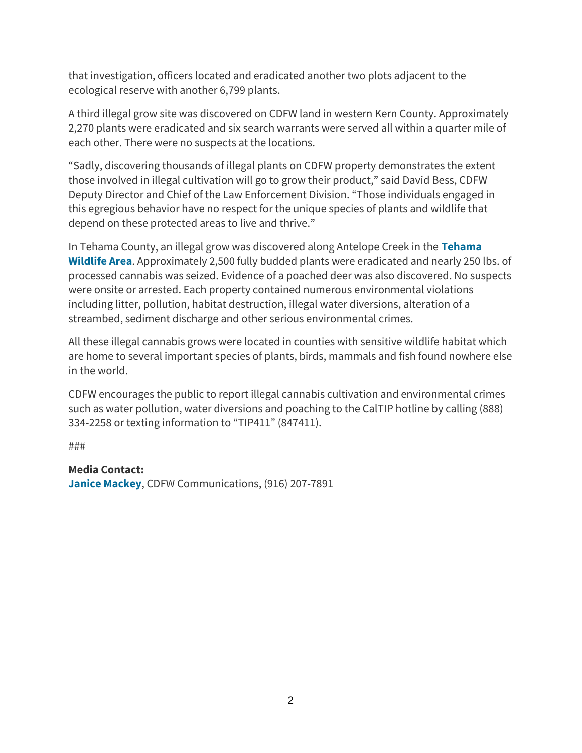that investigation, officers located and eradicated another two plots adjacent to the ecological reserve with another 6,799 plants.

A third illegal grow site was discovered on CDFW land in western Kern County. Approximately 2,270 plants were eradicated and six search warrants were served all within a quarter mile of each other. There were no suspects at the locations.

"Sadly, discovering thousands of illegal plants on CDFW property demonstrates the extent those involved in illegal cultivation will go to grow their product," said David Bess, CDFW Deputy Director and Chief of the Law Enforcement Division. "Those individuals engaged in this egregious behavior have no respect for the unique species of plants and wildlife that depend on these protected areas to live and thrive."

In Tehama County, an illegal grow was discovered along Antelope Creek in the **Tehama Wildlife Area**. Approximately 2,500 fully budded plants were eradicated and nearly 250 lbs. of processed cannabis was seized. Evidence of a poached deer was also discovered. No suspects were onsite or arrested. Each property contained numerous environmental violations including litter, pollution, habitat destruction, illegal water diversions, alteration of a streambed, sediment discharge and other serious environmental crimes.

All these illegal cannabis grows were located in counties with sensitive wildlife habitat which are home to several important species of plants, birds, mammals and fish found nowhere else in the world.

CDFW encourages the public to report illegal cannabis cultivation and environmental crimes such as water pollution, water diversions and poaching to the CalTIP hotline by calling (888) 334-2258 or texting information to "TIP411" (847411).

###

**Media Contact:**
**Janice Mackey**, CDFW Communications, (916) 207-7891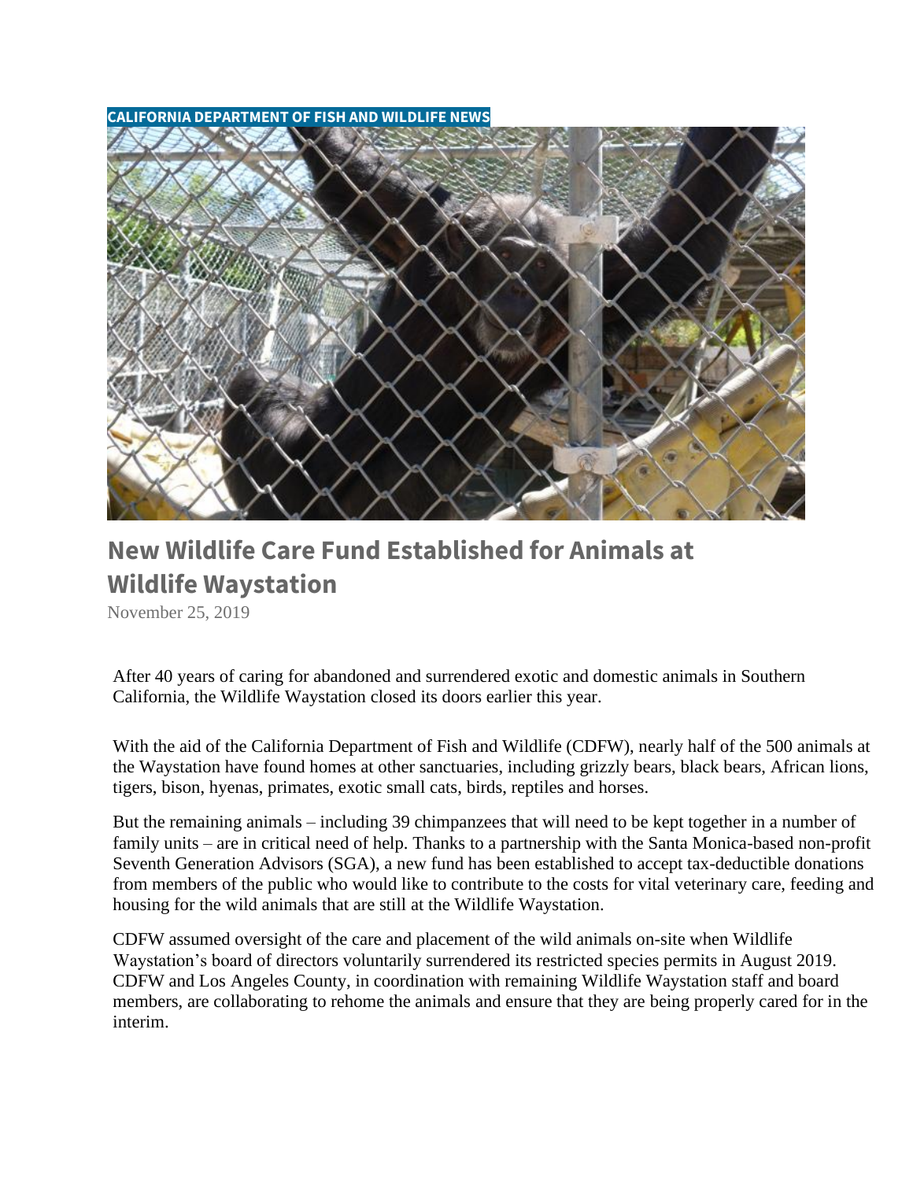CALIFORNIA DEPARTMENT OF FISH AND WILDLIFE NEWS

# New Wildlife Care Fund Established for Animals at Wildlife Waystation

November 25, 2019

After 40 years of caring for abandoned and surrendered exotic and domestic animals in Southern California, the Wildlife Waystation closed its doors earlier this year.

With the aid of the California Department of Fish and Wildlife (CDFW), nearly half of the 500 animals at the Waystation have found homes at other sanctuaries, including grizzly bears, black bears, African lions, tigers, bison, hyenas, primates, exotic small cats, birds, reptiles and horses.

But the remaining animals – including 39 chimpanzees that will need to be kept together in a number of family units – are in critical need of help. Thanks to a partnership with the Santa Monica-based non-profit Seventh Generation Advisors (SGA), a new fund has been established to accept tax-deductible donations from members of the public who would like to contribute to the costs for vital veterinary care, feeding and housing for the wild animals that are still at the Wildlife Waystation.

CDFW assumed oversight of the care and placement of the wild animals on-site when Wildlife Waystation's board of directors voluntarily surrendered its restricted species permits in August 2019. CDFW and Los Angeles County, in coordination with remaining Wildlife Waystation staff and board members, are collaborating to rehome the animals and ensure that they are being properly cared for in the interim.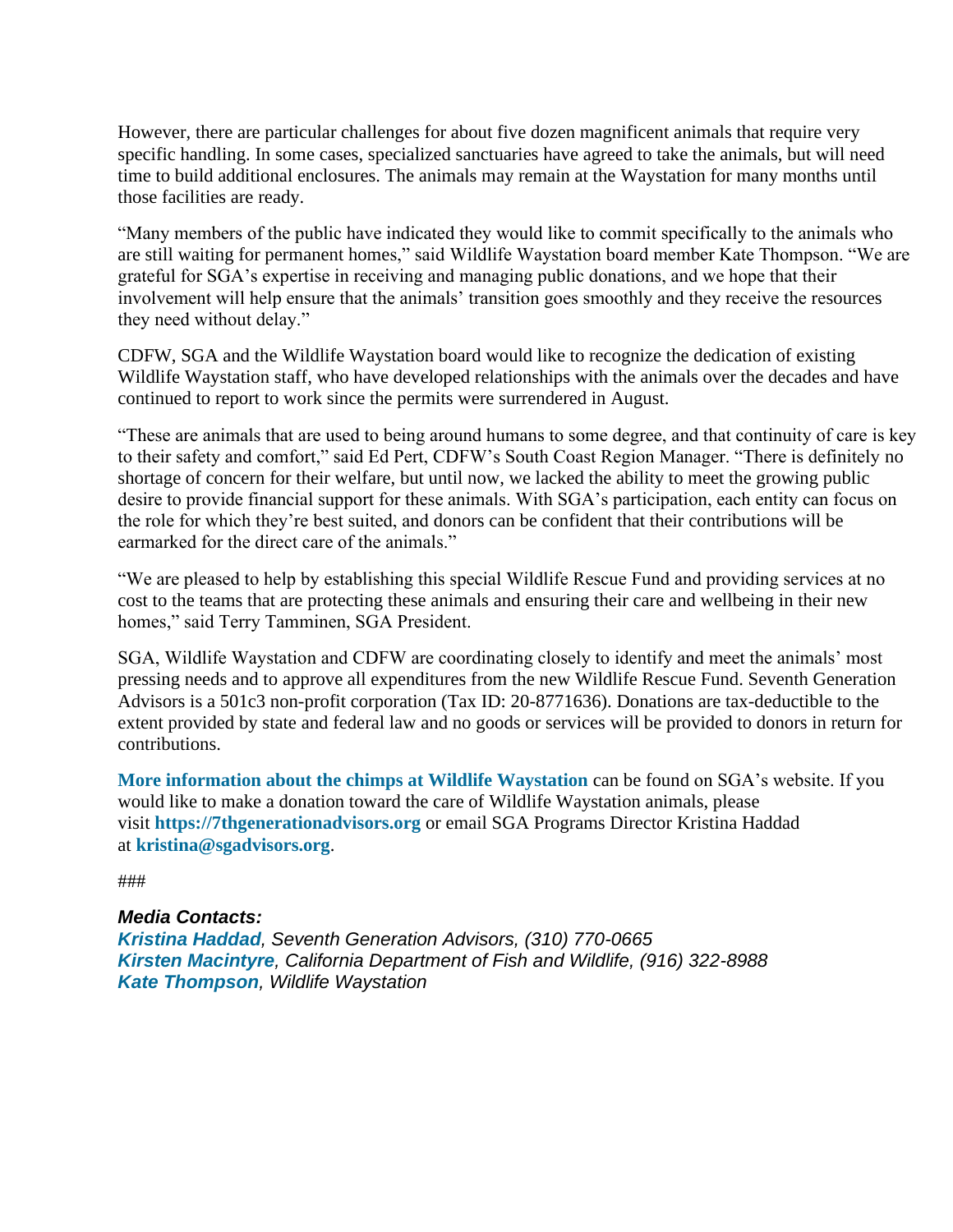However, there are particular challenges for about five dozen magnificent animals that require very specific handling. In some cases, specialized sanctuaries have agreed to take the animals, but will need time to build additional enclosures. The animals may remain at the Waystation for many months until those facilities are ready.

"Many members of the public have indicated they would like to commit specifically to the animals who are still waiting for permanent homes," said Wildlife Waystation board member Kate Thompson. "We are grateful for SGA's expertise in receiving and managing public donations, and we hope that their involvement will help ensure that the animals' transition goes smoothly and they receive the resources they need without delay."

CDFW, SGA and the Wildlife Waystation board would like to recognize the dedication of existing Wildlife Waystation staff, who have developed relationships with the animals over the decades and have continued to report to work since the permits were surrendered in August.

"These are animals that are used to being around humans to some degree, and that continuity of care is key to their safety and comfort," said Ed Pert, CDFW's South Coast Region Manager. "There is definitely no shortage of concern for their welfare, but until now, we lacked the ability to meet the growing public desire to provide financial support for these animals. With SGA's participation, each entity can focus on the role for which they're best suited, and donors can be confident that their contributions will be earmarked for the direct care of the animals."

"We are pleased to help by establishing this special Wildlife Rescue Fund and providing services at no cost to the teams that are protecting these animals and ensuring their care and wellbeing in their new homes," said Terry Tamminen, SGA President.

SGA, Wildlife Waystation and CDFW are coordinating closely to identify and meet the animals' most pressing needs and to approve all expenditures from the new Wildlife Rescue Fund. Seventh Generation Advisors is a 501c3 non-profit corporation (Tax ID: 20-8771636). Donations are tax-deductible to the extent provided by state and federal law and no goods or services will be provided to donors in return for contributions.

**More information about the chimps at Wildlife Waystation** can be found on SGA's website. If you would like to make a donation toward the care of Wildlife Waystation animals, please visit **https://7thgenerationadvisors.org** or email SGA Programs Director Kristina Haddad at **kristina@sgadvisors.org**.

###

***Media Contacts:***
***Kristina Haddad****, Seventh Generation Advisors, (310) 770-0665*
***Kirsten Macintyre****, California Department of Fish and Wildlife, (916) 322-8988*
***Kate Thompson****, Wildlife Waystation*